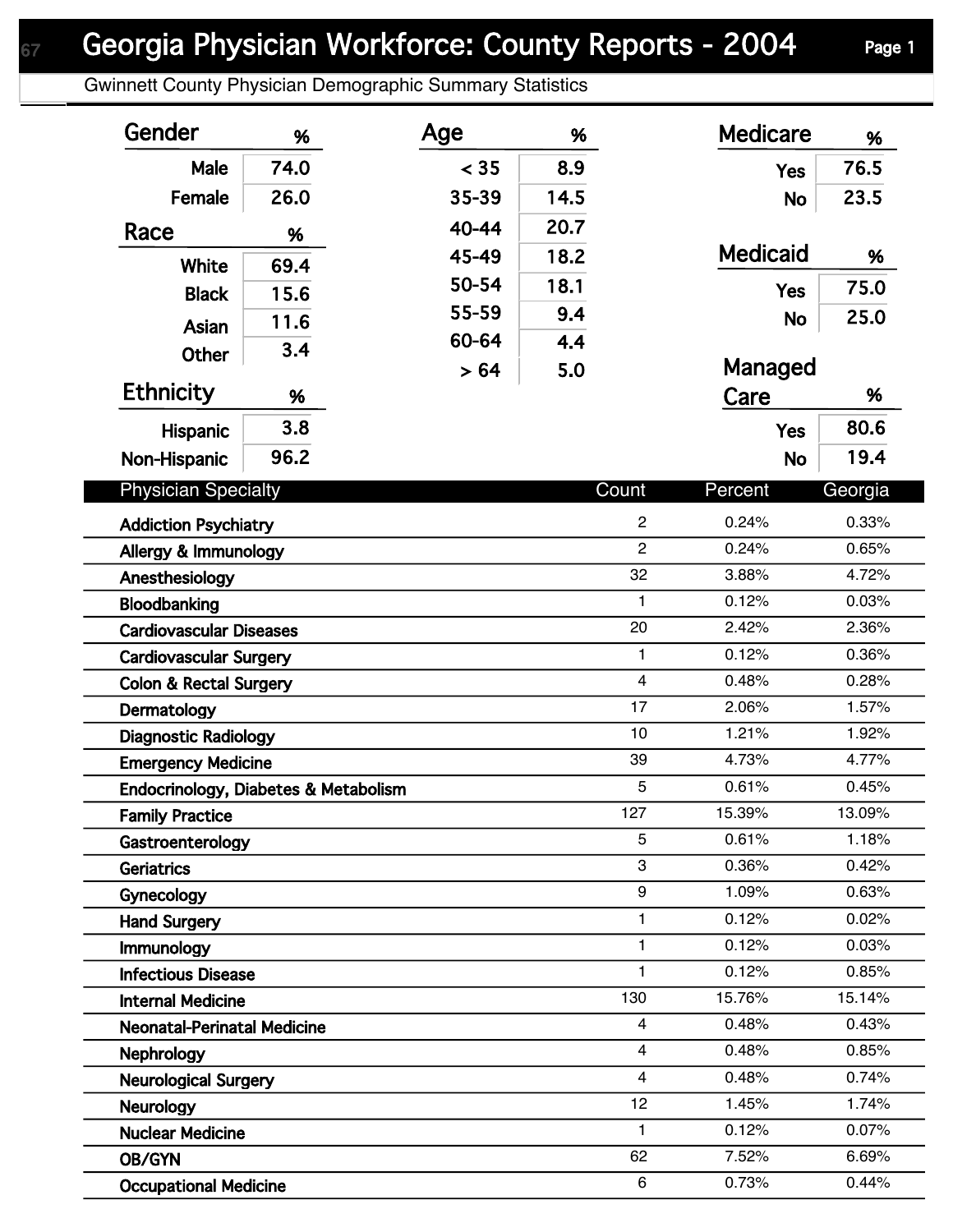# Georgia Physician Workforce: County Reports - 2004

Gwinnett County Physician Demographic Summary Statistics

| Gender | % |
|---|---|
| Male | 74.0 |
| Female | 26.0 |

| Race | % |
|---|---|
| White | 69.4 |
| Black | 15.6 |
| Asian | 11.6 |
| Other | 3.4 |

| Ethnicity | % |
|---|---|
| Hispanic | 3.8 |
| Non-Hispanic | 96.2 |

| Age | % |
|---|---|
| < 35 | 8.9 |
| 35-39 | 14.5 |
| 40-44 | 20.7 |
| 45-49 | 18.2 |
| 50-54 | 18.1 |
| 55-59 | 9.4 |
| 60-64 | 4.4 |
| > 64 | 5.0 |

| Medicare | % |
|---|---|
| Yes | 76.5 |
| No | 23.5 |

| Medicaid | % |
|---|---|
| Yes | 75.0 |
| No | 25.0 |

| Managed Care | % |
|---|---|
| Yes | 80.6 |
| No | 19.4 |

| Physician Specialty | Count | Percent | Georgia |
|---|---|---|---|
| Addiction Psychiatry | 2 | 0.24% | 0.33% |
| Allergy & Immunology | 2 | 0.24% | 0.65% |
| Anesthesiology | 32 | 3.88% | 4.72% |
| Bloodbanking | 1 | 0.12% | 0.03% |
| Cardiovascular Diseases | 20 | 2.42% | 2.36% |
| Cardiovascular Surgery | 1 | 0.12% | 0.36% |
| Colon & Rectal Surgery | 4 | 0.48% | 0.28% |
| Dermatology | 17 | 2.06% | 1.57% |
| Diagnostic Radiology | 10 | 1.21% | 1.92% |
| Emergency Medicine | 39 | 4.73% | 4.77% |
| Endocrinology, Diabetes & Metabolism | 5 | 0.61% | 0.45% |
| Family Practice | 127 | 15.39% | 13.09% |
| Gastroenterology | 5 | 0.61% | 1.18% |
| Geriatrics | 3 | 0.36% | 0.42% |
| Gynecology | 9 | 1.09% | 0.63% |
| Hand Surgery | 1 | 0.12% | 0.02% |
| Immunology | 1 | 0.12% | 0.03% |
| Infectious Disease | 1 | 0.12% | 0.85% |
| Internal Medicine | 130 | 15.76% | 15.14% |
| Neonatal-Perinatal Medicine | 4 | 0.48% | 0.43% |
| Nephrology | 4 | 0.48% | 0.85% |
| Neurological Surgery | 4 | 0.48% | 0.74% |
| Neurology | 12 | 1.45% | 1.74% |
| Nuclear Medicine | 1 | 0.12% | 0.07% |
| OB/GYN | 62 | 7.52% | 6.69% |
| Occupational Medicine | 6 | 0.73% | 0.44% |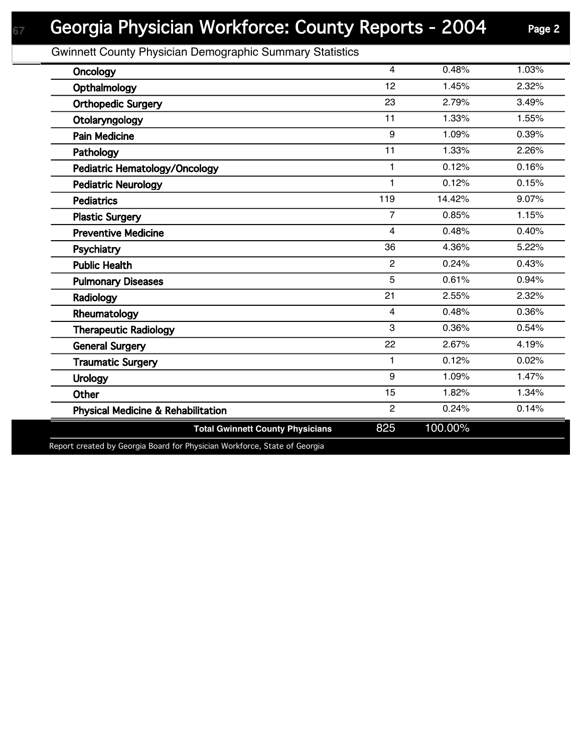## Gwinnett County Physician Demographic Summary Statistics

| | | | |
|---|---|---|---|
| Oncology | 4 | 0.48% | 1.03% |
| Opthalmology | 12 | 1.45% | 2.32% |
| Orthopedic Surgery | 23 | 2.79% | 3.49% |
| Otolaryngology | 11 | 1.33% | 1.55% |
| Pain Medicine | 9 | 1.09% | 0.39% |
| Pathology | 11 | 1.33% | 2.26% |
| Pediatric Hematology/Oncology | 1 | 0.12% | 0.16% |
| Pediatric Neurology | 1 | 0.12% | 0.15% |
| Pediatrics | 119 | 14.42% | 9.07% |
| Plastic Surgery | 7 | 0.85% | 1.15% |
| Preventive Medicine | 4 | 0.48% | 0.40% |
| Psychiatry | 36 | 4.36% | 5.22% |
| Public Health | 2 | 0.24% | 0.43% |
| Pulmonary Diseases | 5 | 0.61% | 0.94% |
| Radiology | 21 | 2.55% | 2.32% |
| Rheumatology | 4 | 0.48% | 0.36% |
| Therapeutic Radiology | 3 | 0.36% | 0.54% |
| General Surgery | 22 | 2.67% | 4.19% |
| Traumatic Surgery | 1 | 0.12% | 0.02% |
| Urology | 9 | 1.09% | 1.47% |
| Other | 15 | 1.82% | 1.34% |
| Physical Medicine & Rehabilitation | 2 | 0.24% | 0.14% |
| **Total Gwinnett County Physicians** | 825 | 100.00% | |

Report created by Georgia Board for Physician Workforce, State of Georgia